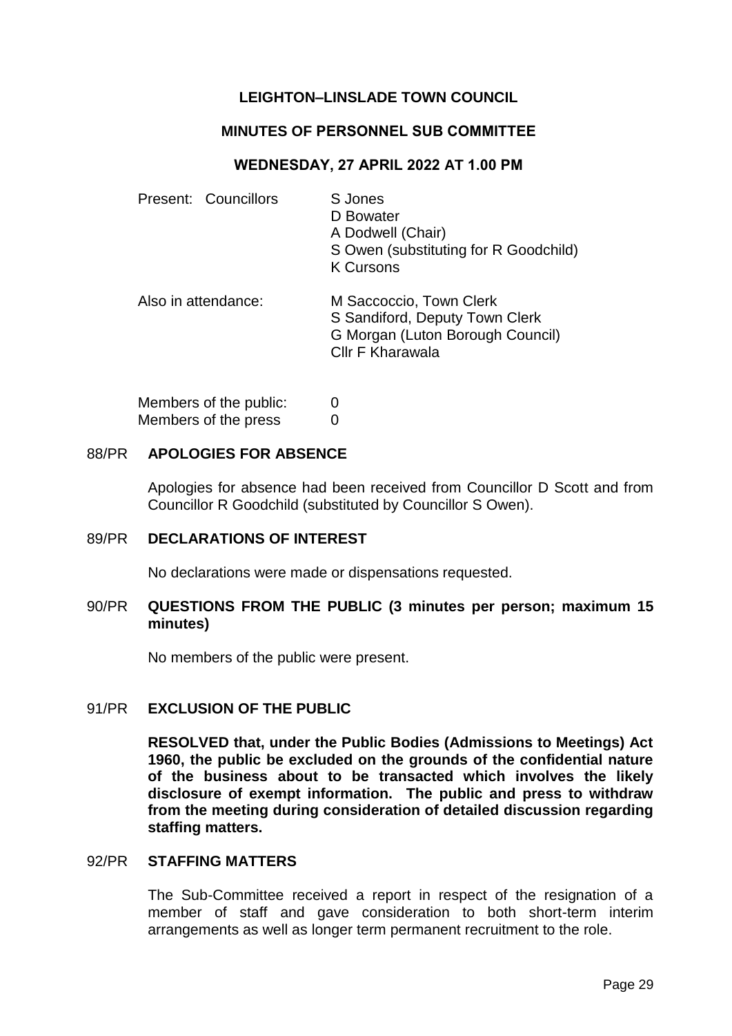# LEIGHTON–LINSLADE TOWN COUNCIL

## MINUTES OF PERSONNEL SUB COMMITTEE

### WEDNESDAY, 27 APRIL 2022 AT 1.00 PM

| | |
|---|---|
| Present: Councillors | S Jones<br>D Bowater<br>A Dodwell (Chair)<br>S Owen (substituting for R Goodchild)<br>K Cursons |
| Also in attendance: | M Saccoccio, Town Clerk<br>S Sandiford, Deputy Town Clerk<br>G Morgan (Luton Borough Council)<br>Cllr F Kharawala |

| | |
|---|---|
| Members of the public: | 0 |
| Members of the press | 0 |

**88/PR APOLOGIES FOR ABSENCE**

Apologies for absence had been received from Councillor D Scott and from Councillor R Goodchild (substituted by Councillor S Owen).

**89/PR DECLARATIONS OF INTEREST**

No declarations were made or dispensations requested.

**90/PR QUESTIONS FROM THE PUBLIC (3 minutes per person; maximum 15 minutes)**

No members of the public were present.

**91/PR EXCLUSION OF THE PUBLIC**

**RESOLVED that, under the Public Bodies (Admissions to Meetings) Act 1960, the public be excluded on the grounds of the confidential nature of the business about to be transacted which involves the likely disclosure of exempt information. The public and press to withdraw from the meeting during consideration of detailed discussion regarding staffing matters.**

**92/PR STAFFING MATTERS**

The Sub-Committee received a report in respect of the resignation of a member of staff and gave consideration to both short-term interim arrangements as well as longer term permanent recruitment to the role.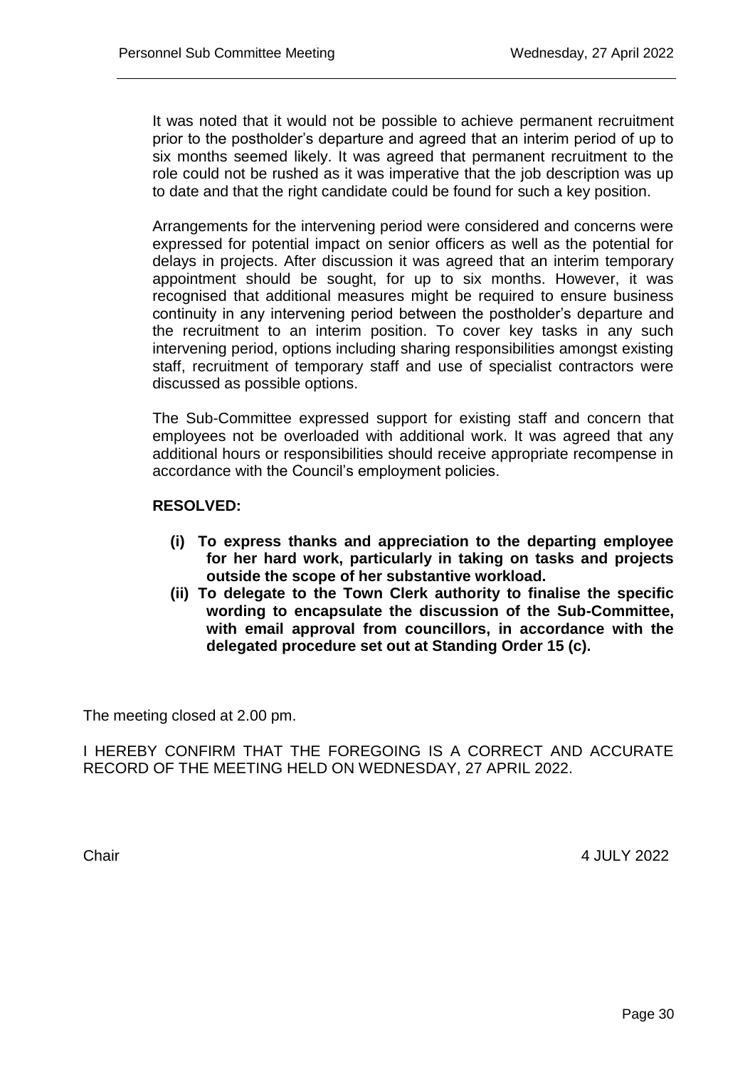It was noted that it would not be possible to achieve permanent recruitment prior to the postholder's departure and agreed that an interim period of up to six months seemed likely. It was agreed that permanent recruitment to the role could not be rushed as it was imperative that the job description was up to date and that the right candidate could be found for such a key position.

Arrangements for the intervening period were considered and concerns were expressed for potential impact on senior officers as well as the potential for delays in projects. After discussion it was agreed that an interim temporary appointment should be sought, for up to six months. However, it was recognised that additional measures might be required to ensure business continuity in any intervening period between the postholder's departure and the recruitment to an interim position. To cover key tasks in any such intervening period, options including sharing responsibilities amongst existing staff, recruitment of temporary staff and use of specialist contractors were discussed as possible options.

The Sub-Committee expressed support for existing staff and concern that employees not be overloaded with additional work. It was agreed that any additional hours or responsibilities should receive appropriate recompense in accordance with the Council's employment policies.

**RESOLVED:**

- **(i) To express thanks and appreciation to the departing employee for her hard work, particularly in taking on tasks and projects outside the scope of her substantive workload.**
- **(ii) To delegate to the Town Clerk authority to finalise the specific wording to encapsulate the discussion of the Sub-Committee, with email approval from councillors, in accordance with the delegated procedure set out at Standing Order 15 (c).**

The meeting closed at 2.00 pm.

I HEREBY CONFIRM THAT THE FOREGOING IS A CORRECT AND ACCURATE RECORD OF THE MEETING HELD ON WEDNESDAY, 27 APRIL 2022.

Chair 4 JULY 2022